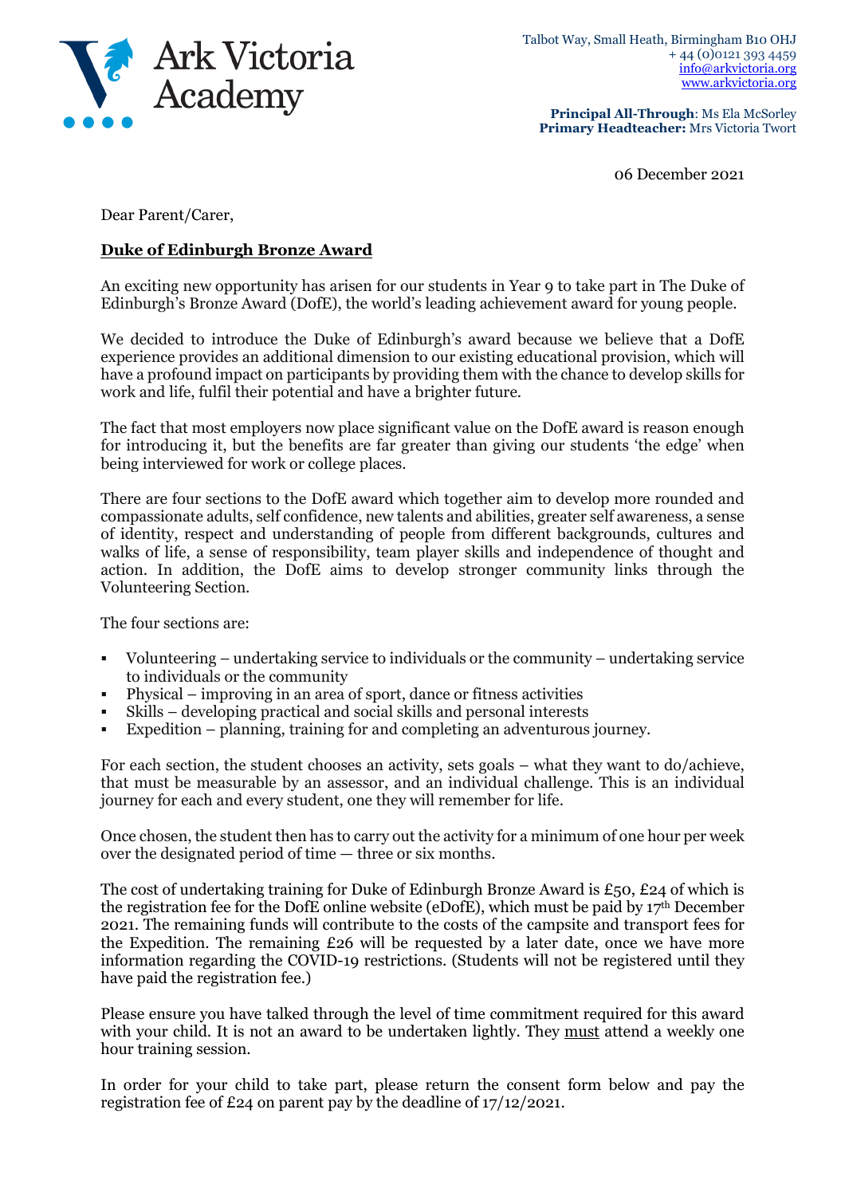Ark Victoria Academy

Talbot Way, Small Heath, Birmingham B10 OHJ
+ 44 (0)0121 393 4459
info@arkvictoria.org
www.arkvictoria.org

**Principal All-Through**: Ms Ela McSorley
**Primary Headteacher:** Mrs Victoria Twort

06 December 2021

Dear Parent/Carer,

**Duke of Edinburgh Bronze Award**

An exciting new opportunity has arisen for our students in Year 9 to take part in The Duke of Edinburgh's Bronze Award (DofE), the world's leading achievement award for young people.

We decided to introduce the Duke of Edinburgh's award because we believe that a DofE experience provides an additional dimension to our existing educational provision, which will have a profound impact on participants by providing them with the chance to develop skills for work and life, fulfil their potential and have a brighter future.

The fact that most employers now place significant value on the DofE award is reason enough for introducing it, but the benefits are far greater than giving our students 'the edge' when being interviewed for work or college places.

There are four sections to the DofE award which together aim to develop more rounded and compassionate adults, self confidence, new talents and abilities, greater self awareness, a sense of identity, respect and understanding of people from different backgrounds, cultures and walks of life, a sense of responsibility, team player skills and independence of thought and action. In addition, the DofE aims to develop stronger community links through the Volunteering Section.

The four sections are:

- Volunteering – undertaking service to individuals or the community – undertaking service to individuals or the community
- Physical – improving in an area of sport, dance or fitness activities
- Skills – developing practical and social skills and personal interests
- Expedition – planning, training for and completing an adventurous journey.

For each section, the student chooses an activity, sets goals – what they want to do/achieve, that must be measurable by an assessor, and an individual challenge. This is an individual journey for each and every student, one they will remember for life.

Once chosen, the student then has to carry out the activity for a minimum of one hour per week over the designated period of time — three or six months.

The cost of undertaking training for Duke of Edinburgh Bronze Award is £50, £24 of which is the registration fee for the DofE online website (eDofE), which must be paid by 17th December 2021. The remaining funds will contribute to the costs of the campsite and transport fees for the Expedition. The remaining £26 will be requested by a later date, once we have more information regarding the COVID-19 restrictions. (Students will not be registered until they have paid the registration fee.)

Please ensure you have talked through the level of time commitment required for this award with your child. It is not an award to be undertaken lightly. They must attend a weekly one hour training session.

In order for your child to take part, please return the consent form below and pay the registration fee of £24 on parent pay by the deadline of 17/12/2021.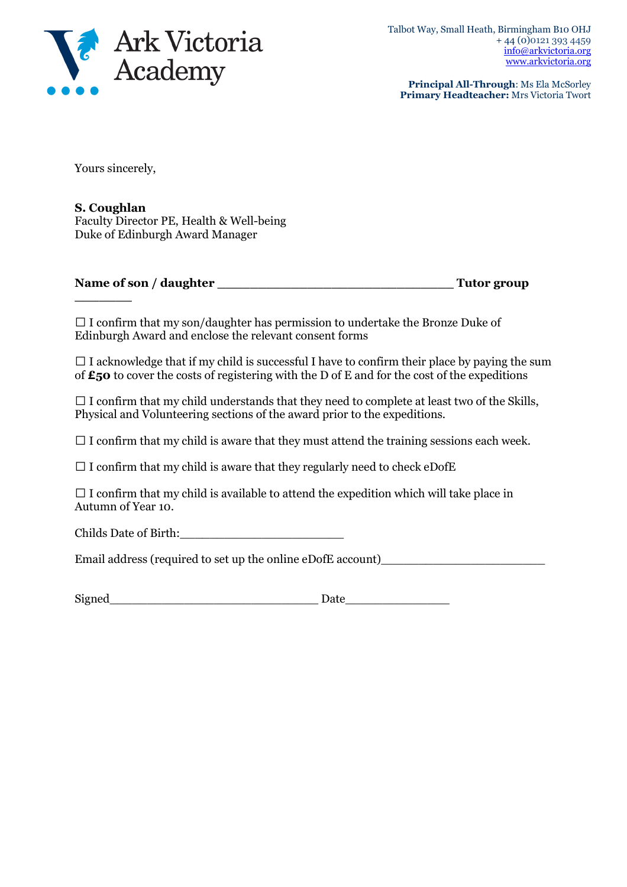Ark Victoria Academy

Talbot Way, Small Heath, Birmingham B10 OHJ
+ 44 (0)0121 393 4459
info@arkvictoria.org
www.arkvictoria.org

**Principal All-Through**: Ms Ela McSorley
**Primary Headteacher:** Mrs Victoria Twort

Yours sincerely,

**S. Coughlan**
Faculty Director PE, Health & Well-being
Duke of Edinburgh Award Manager

**Name of son / daughter** ______________________________ **Tutor group** _______

☐ I confirm that my son/daughter has permission to undertake the Bronze Duke of Edinburgh Award and enclose the relevant consent forms

☐ I acknowledge that if my child is successful I have to confirm their place by paying the sum of **£50** to cover the costs of registering with the D of E and for the cost of the expeditions

☐ I confirm that my child understands that they need to complete at least two of the Skills, Physical and Volunteering sections of the award prior to the expeditions.

☐ I confirm that my child is aware that they must attend the training sessions each week.

☐ I confirm that my child is aware that they regularly need to check eDofE

☐ I confirm that my child is available to attend the expedition which will take place in Autumn of Year 10.

Childs Date of Birth:_______________________

Email address (required to set up the online eDofE account)_______________________

Signed_____________________________ Date_______________